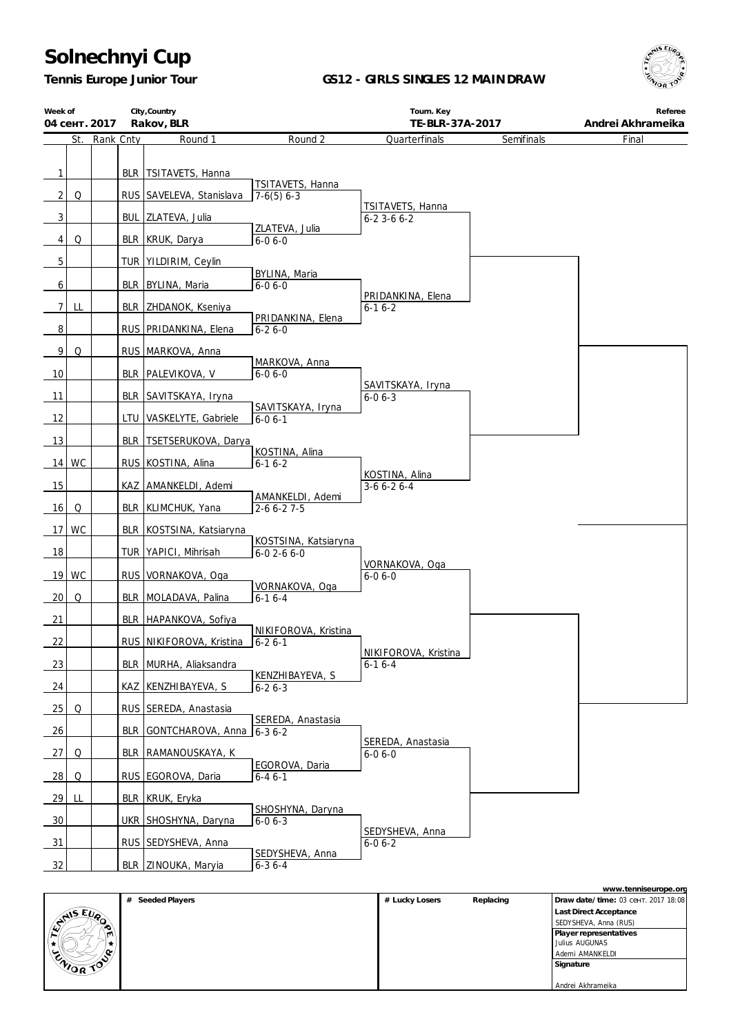# Solnechnyi Cup

**Tennis Europe Junior Tour**

## GS12 - GIRLS SINGLES 12 MAINDRAW

| Week of | City,Country | Tourn. Key | Referee |
|---|---|---|---|
| 04 сент. 2017 | Rakov, BLR | TE-BLR-37A-2017 | Andrei Akhrameika |

| # | St. | Rank | Cnty | Round 1 | Round 2 | Quarterfinals | Semifinals | Final |
|---|---|---|---|---|---|---|---|---|
| 1 | | | BLR | TSITAVETS, Hanna | | | | |
| | | | | | TSITAVETS, Hanna 7-6(5) 6-3 | | | |
| 2 | Q | | RUS | SAVELEVA, Stanislava | | | | |
| | | | | | | TSITAVETS, Hanna 6-2 3-6 6-2 | | |
| 3 | | | BUL | ZLATEVA, Julia | | | | |
| | | | | | ZLATEVA, Julia 6-0 6-0 | | | |
| 4 | Q | | BLR | KRUK, Darya | | | | |
| 5 | | | TUR | YILDIRIM, Ceylin | | | | |
| | | | | | BYLINA, Maria 6-0 6-0 | | | |
| 6 | | | BLR | BYLINA, Maria | | | | |
| | | | | | | PRIDANKINA, Elena 6-1 6-2 | | |
| 7 | LL | | BLR | ZHDANOK, Kseniya | | | | |
| | | | | | PRIDANKINA, Elena 6-2 6-0 | | | |
| 8 | | | RUS | PRIDANKINA, Elena | | | | |
| 9 | Q | | RUS | MARKOVA, Anna | | | | |
| | | | | | MARKOVA, Anna 6-0 6-0 | | | |
| 10 | | | BLR | PALEVIKOVA, V | | | | |
| | | | | | | SAVITSKAYA, Iryna 6-0 6-3 | | |
| 11 | | | BLR | SAVITSKAYA, Iryna | | | | |
| | | | | | SAVITSKAYA, Iryna 6-0 6-1 | | | |
| 12 | | | LTU | VASKELYTE, Gabriele | | | | |
| 13 | | | BLR | TSETSERUKOVA, Darya | | | | |
| | | | | | KOSTINA, Alina 6-1 6-2 | | | |
| 14 | WC | | RUS | KOSTINA, Alina | | | | |
| | | | | | | KOSTINA, Alina 3-6 6-2 6-4 | | |
| 15 | | | KAZ | AMANKELDI, Ademi | | | | |
| | | | | | AMANKELDI, Ademi 2-6 6-2 7-5 | | | |
| 16 | Q | | BLR | KLIMCHUK, Yana | | | | |
| 17 | WC | | BLR | KOSTSINA, Katsiaryna | | | | |
| | | | | | KOSTSINA, Katsiaryna 6-0 2-6 6-0 | | | |
| 18 | | | TUR | YAPICI, Mihrisah | | | | |
| | | | | | | VORNAKOVA, Oga 6-0 6-0 | | |
| 19 | WC | | RUS | VORNAKOVA, Oga | | | | |
| | | | | | VORNAKOVA, Oga 6-1 6-4 | | | |
| 20 | Q | | BLR | MOLADAVA, Palina | | | | |
| 21 | | | BLR | HAPANKOVA, Sofiya | | | | |
| | | | | | NIKIFOROVA, Kristina 6-2 6-1 | | | |
| 22 | | | RUS | NIKIFOROVA, Kristina | | | | |
| | | | | | | NIKIFOROVA, Kristina 6-1 6-4 | | |
| 23 | | | BLR | MURHA, Aliaksandra | | | | |
| | | | | | KENZHIBAYEVA, S 6-2 6-3 | | | |
| 24 | | | KAZ | KENZHIBAYEVA, S | | | | |
| 25 | Q | | RUS | SEREDA, Anastasia | | | | |
| | | | | | SEREDA, Anastasia 6-3 6-2 | | | |
| 26 | | | BLR | GONTCHAROVA, Anna | | | | |
| | | | | | | SEREDA, Anastasia 6-0 6-0 | | |
| 27 | Q | | BLR | RAMANOUSKAYA, K | | | | |
| | | | | | EGOROVA, Daria 6-4 6-1 | | | |
| 28 | Q | | RUS | EGOROVA, Daria | | | | |
| 29 | LL | | BLR | KRUK, Eryka | | | | |
| | | | | | SHOSHYNA, Daryna 6-0 6-3 | | | |
| 30 | | | UKR | SHOSHYNA, Daryna | | | | |
| | | | | | | SEDYSHEVA, Anna 6-0 6-2 | | |
| 31 | | | RUS | SEDYSHEVA, Anna | | | | |
| | | | | | SEDYSHEVA, Anna 6-3 6-4 | | | |
| 32 | | | BLR | ZINOUKA, Maryia | | | | |

www.tenniseurope.org

| # Seeded Players | # Lucky Losers | Replacing | |
|---|---|---|---|
| | | | **Draw date/time:** 03 сент. 2017 18:08 |
| | | | **Last Direct Acceptance** |
| | | | SEDYSHEVA, Anna (RUS) |
| | | | **Player representatives** |
| | | | Julius AUGUNAS |
| | | | Ademi AMANKELDI |
| | | | **Signature** |
| | | | Andrei Akhrameika |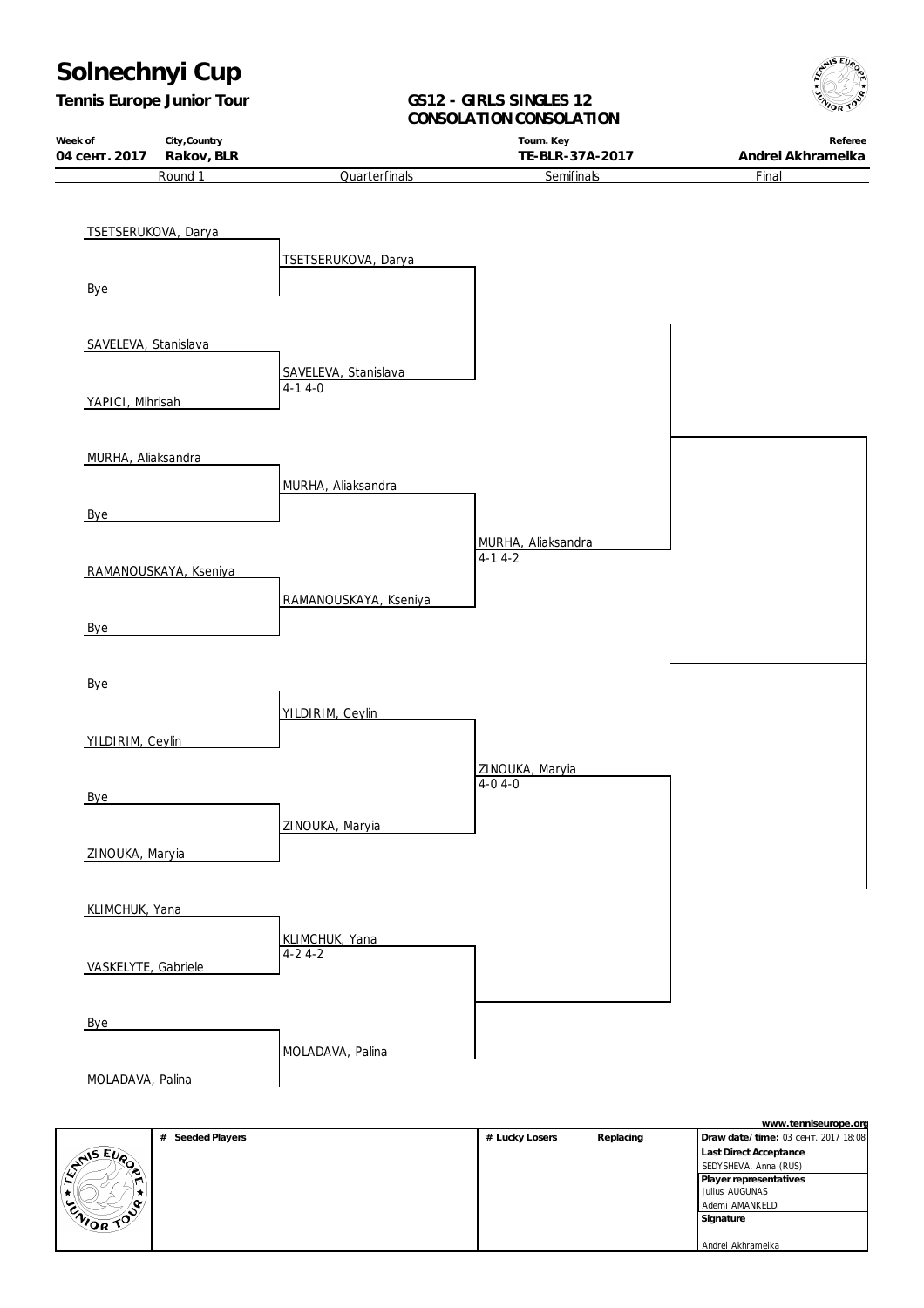# Solnechnyi Cup

**Tennis Europe Junior Tour**

**GS12 - GIRLS SINGLES 12**
**CONSOLATION CONSOLATION**

| Week of | City,Country | Tourn. Key | Referee |
|---|---|---|---|
| **04 сент. 2017** | **Rakov, BLR** | **TE-BLR-37A-2017** | **Andrei Akhrameika** |

| Round 1 | Quarterfinals | Semifinals | Final |
|---|---|---|---|
| TSETSERUKOVA, Darya | | | |
| | TSETSERUKOVA, Darya | | |
| Bye | | | |
| | | | |
| SAVELEVA, Stanislava | | | |
| | SAVELEVA, Stanislava 4-1 4-0 | | |
| YAPICI, Mihrisah | | | |
| | | | |
| MURHA, Aliaksandra | | | |
| | MURHA, Aliaksandra | | |
| Bye | | | |
| | | MURHA, Aliaksandra 4-1 4-2 | |
| RAMANOUSKAYA, Kseniya | | | |
| | RAMANOUSKAYA, Kseniya | | |
| Bye | | | |
| | | | |
| Bye | | | |
| | YILDIRIM, Ceylin | | |
| YILDIRIM, Ceylin | | | |
| | | ZINOUKA, Maryia 4-0 4-0 | |
| Bye | | | |
| | ZINOUKA, Maryia | | |
| ZINOUKA, Maryia | | | |
| | | | |
| KLIMCHUK, Yana | | | |
| | KLIMCHUK, Yana 4-2 4-2 | | |
| VASKELYTE, Gabriele | | | |
| | | | |
| Bye | | | |
| | MOLADAVA, Palina | | |
| MOLADAVA, Palina | | | |

www.tenniseurope.org

| # Seeded Players | # Lucky Losers | Replacing | |
|---|---|---|---|
| | | | **Draw date/time:** 03 сент. 2017 18:08 |
| | | | **Last Direct Acceptance** SEDYSHEVA, Anna (RUS) |
| | | | **Player representatives** Julius AUGUNAS, Ademi AMANKELDI |
| | | | **Signature** Andrei Akhrameika |